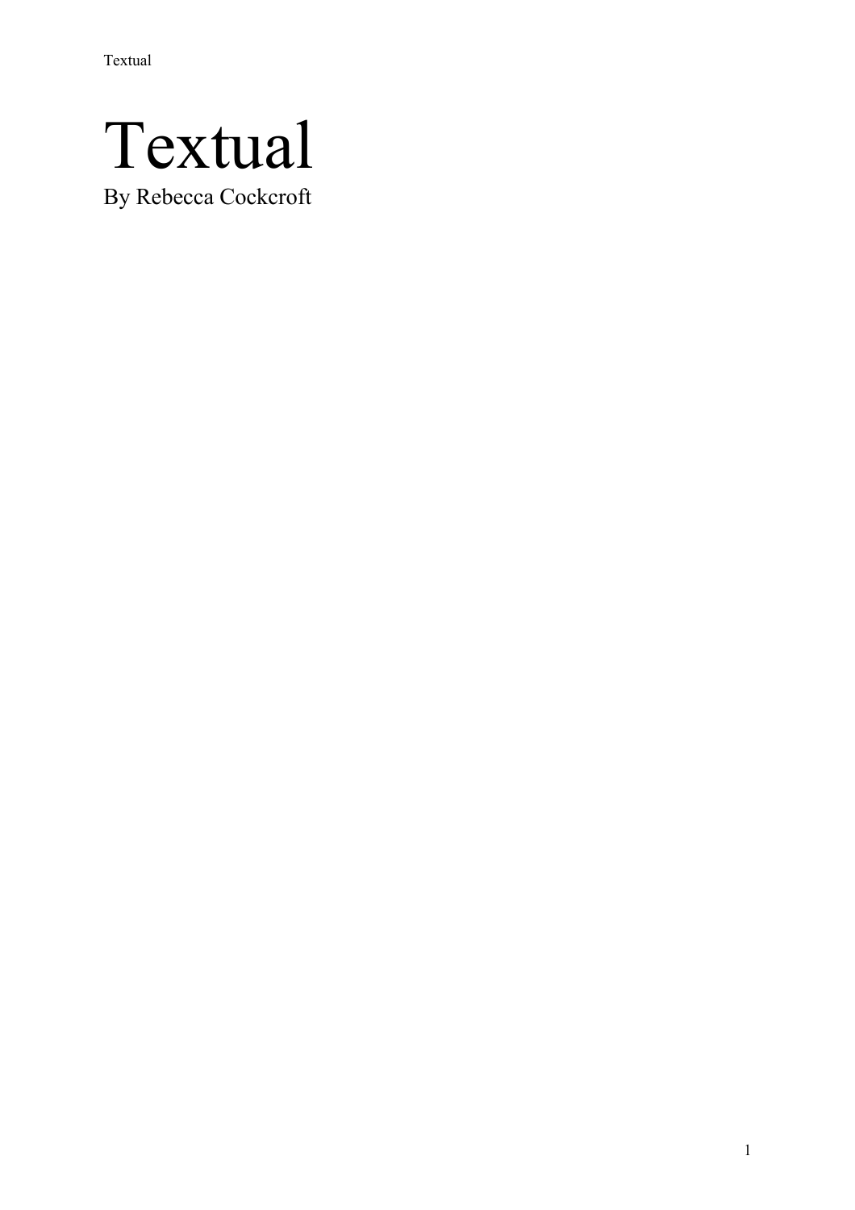# Textual

By Rebecca Cockcroft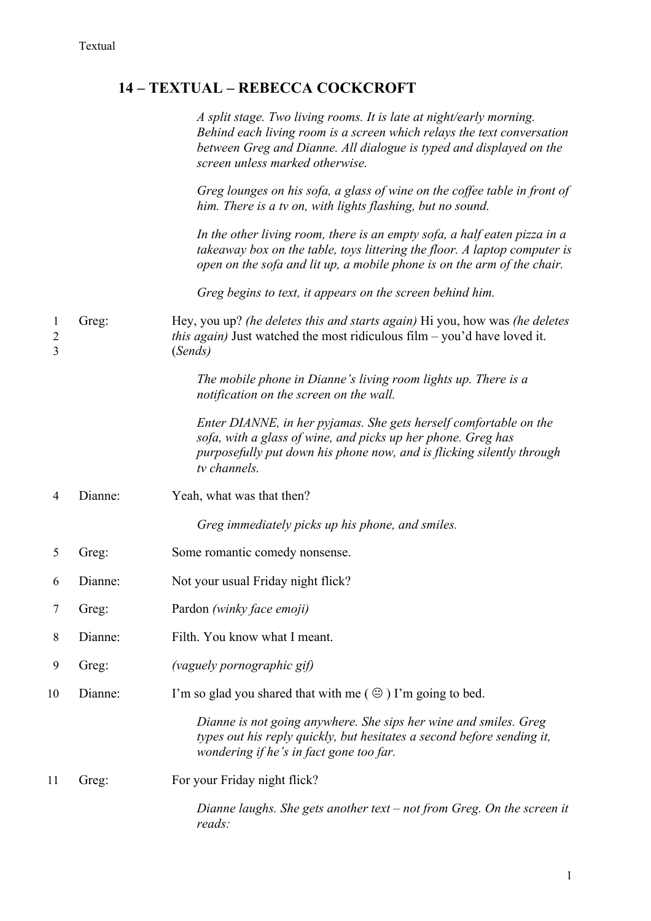## 14 – TEXTUAL – REBECCA COCKCROFT

*A split stage. Two living rooms. It is late at night/early morning. Behind each living room is a screen which relays the text conversation between Greg and Dianne. All dialogue is typed and displayed on the screen unless marked otherwise.*

*Greg lounges on his sofa, a glass of wine on the coffee table in front of him. There is a tv on, with lights flashing, but no sound.*

*In the other living room, there is an empty sofa, a half eaten pizza in a takeaway box on the table, toys littering the floor. A laptop computer is open on the sofa and lit up, a mobile phone is on the arm of the chair.*

*Greg begins to text, it appears on the screen behind him.*

1–3 Greg: Hey, you up? *(he deletes this and starts again)* Hi you, how was *(he deletes this again)* Just watched the most ridiculous film – you'd have loved it. (*Sends)*

*The mobile phone in Dianne's living room lights up. There is a notification on the screen on the wall.*

*Enter DIANNE, in her pyjamas. She gets herself comfortable on the sofa, with a glass of wine, and picks up her phone. Greg has purposefully put down his phone now, and is flicking silently through tv channels.*

4 Dianne: Yeah, what was that then?

*Greg immediately picks up his phone, and smiles.*

5 Greg: Some romantic comedy nonsense.

6 Dianne: Not your usual Friday night flick?

7 Greg: Pardon *(winky face emoji)*

8 Dianne: Filth. You know what I meant.

9 Greg: *(vaguely pornographic gif)*

10 Dianne: I'm so glad you shared that with me ( 😐 ) I'm going to bed.

*Dianne is not going anywhere. She sips her wine and smiles. Greg types out his reply quickly, but hesitates a second before sending it, wondering if he's in fact gone too far.*

11 Greg: For your Friday night flick?

*Dianne laughs. She gets another text – not from Greg. On the screen it reads:*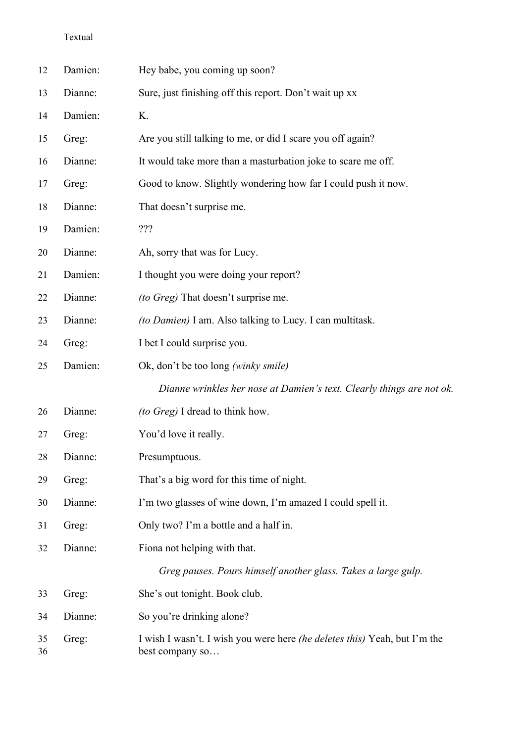| | | |
|---|---|---|
| 12 | Damien: | Hey babe, you coming up soon? |
| 13 | Dianne: | Sure, just finishing off this report. Don't wait up xx |
| 14 | Damien: | K. |
| 15 | Greg: | Are you still talking to me, or did I scare you off again? |
| 16 | Dianne: | It would take more than a masturbation joke to scare me off. |
| 17 | Greg: | Good to know. Slightly wondering how far I could push it now. |
| 18 | Dianne: | That doesn't surprise me. |
| 19 | Damien: | ??? |
| 20 | Dianne: | Ah, sorry that was for Lucy. |
| 21 | Damien: | I thought you were doing your report? |
| 22 | Dianne: | *(to Greg)* That doesn't surprise me. |
| 23 | Dianne: | *(to Damien)* I am. Also talking to Lucy. I can multitask. |
| 24 | Greg: | I bet I could surprise you. |
| 25 | Damien: | Ok, don't be too long *(winky smile)* |

*Dianne wrinkles her nose at Damien's text. Clearly things are not ok.*

| | | |
|---|---|---|
| 26 | Dianne: | *(to Greg)* I dread to think how. |
| 27 | Greg: | You'd love it really. |
| 28 | Dianne: | Presumptuous. |
| 29 | Greg: | That's a big word for this time of night. |
| 30 | Dianne: | I'm two glasses of wine down, I'm amazed I could spell it. |
| 31 | Greg: | Only two? I'm a bottle and a half in. |
| 32 | Dianne: | Fiona not helping with that. |

*Greg pauses. Pours himself another glass. Takes a large gulp.*

| | | |
|---|---|---|
| 33 | Greg: | She's out tonight. Book club. |
| 34 | Dianne: | So you're drinking alone? |
| 35 36 | Greg: | I wish I wasn't. I wish you were here *(he deletes this)* Yeah, but I'm the best company so… |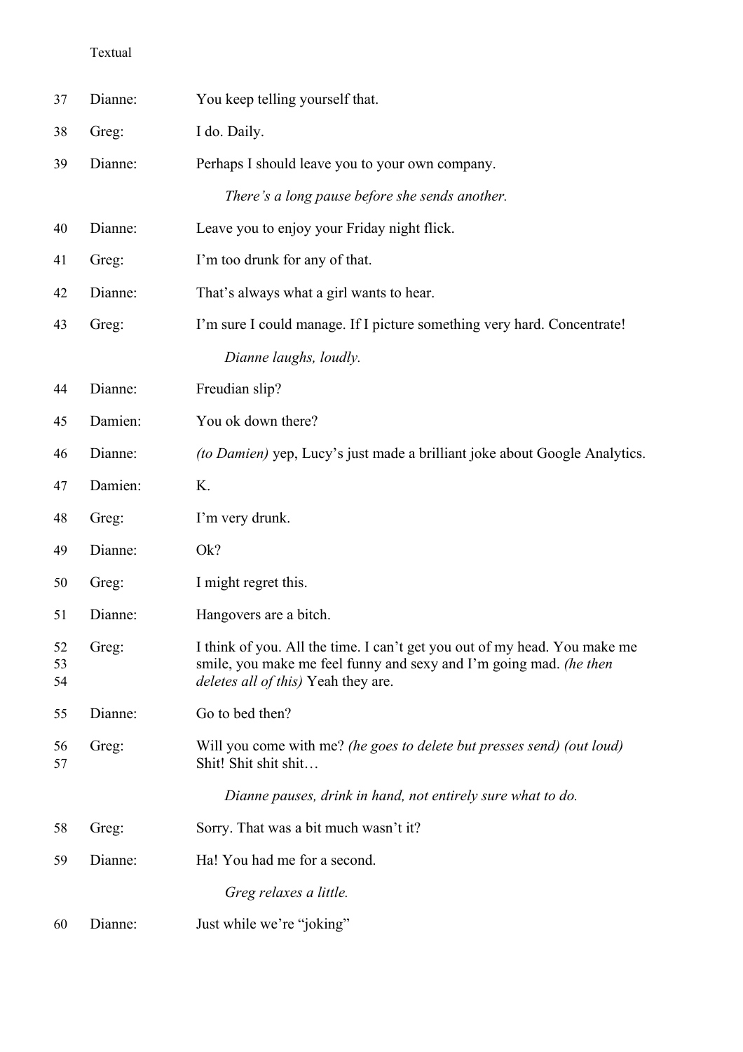| | | |
|---|---|---|
| 37 | Dianne: | You keep telling yourself that. |
| 38 | Greg: | I do. Daily. |
| 39 | Dianne: | Perhaps I should leave you to your own company. |
| | | *There's a long pause before she sends another.* |
| 40 | Dianne: | Leave you to enjoy your Friday night flick. |
| 41 | Greg: | I'm too drunk for any of that. |
| 42 | Dianne: | That's always what a girl wants to hear. |
| 43 | Greg: | I'm sure I could manage. If I picture something very hard. Concentrate! |
| | | *Dianne laughs, loudly.* |
| 44 | Dianne: | Freudian slip? |
| 45 | Damien: | You ok down there? |
| 46 | Dianne: | *(to Damien)* yep, Lucy's just made a brilliant joke about Google Analytics. |
| 47 | Damien: | K. |
| 48 | Greg: | I'm very drunk. |
| 49 | Dianne: | Ok? |
| 50 | Greg: | I might regret this. |
| 51 | Dianne: | Hangovers are a bitch. |
| 52<br>53<br>54 | Greg: | I think of you. All the time. I can't get you out of my head. You make me smile, you make me feel funny and sexy and I'm going mad. *(he then deletes all of this)* Yeah they are. |
| 55 | Dianne: | Go to bed then? |
| 56<br>57 | Greg: | Will you come with me? *(he goes to delete but presses send) (out loud)* Shit! Shit shit shit… |
| | | *Dianne pauses, drink in hand, not entirely sure what to do.* |
| 58 | Greg: | Sorry. That was a bit much wasn't it? |
| 59 | Dianne: | Ha! You had me for a second. |
| | | *Greg relaxes a little.* |
| 60 | Dianne: | Just while we're "joking" |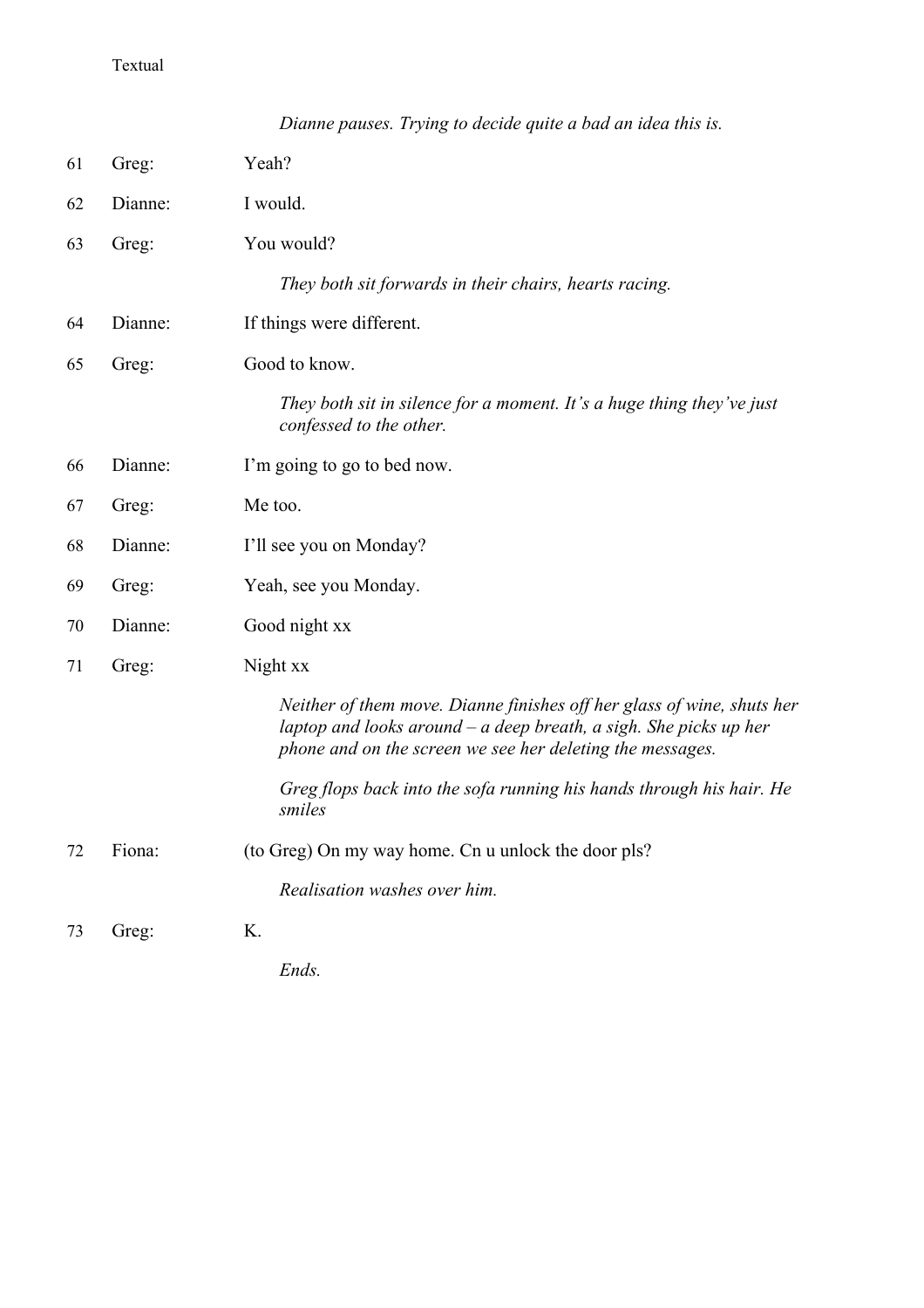*Dianne pauses. Trying to decide quite a bad an idea this is.*

| | | |
|---|---|---|
| 61 | Greg: | Yeah? |
| 62 | Dianne: | I would. |
| 63 | Greg: | You would? |
| | | *They both sit forwards in their chairs, hearts racing.* |
| 64 | Dianne: | If things were different. |
| 65 | Greg: | Good to know. |
| | | *They both sit in silence for a moment. It's a huge thing they've just confessed to the other.* |
| 66 | Dianne: | I'm going to go to bed now. |
| 67 | Greg: | Me too. |
| 68 | Dianne: | I'll see you on Monday? |
| 69 | Greg: | Yeah, see you Monday. |
| 70 | Dianne: | Good night xx |
| 71 | Greg: | Night xx |
| | | *Neither of them move. Dianne finishes off her glass of wine, shuts her laptop and looks around – a deep breath, a sigh. She picks up her phone and on the screen we see her deleting the messages.* |
| | | *Greg flops back into the sofa running his hands through his hair. He smiles* |
| 72 | Fiona: | (to Greg) On my way home. Cn u unlock the door pls? |
| | | *Realisation washes over him.* |
| 73 | Greg: | K. |
| | | *Ends.* |